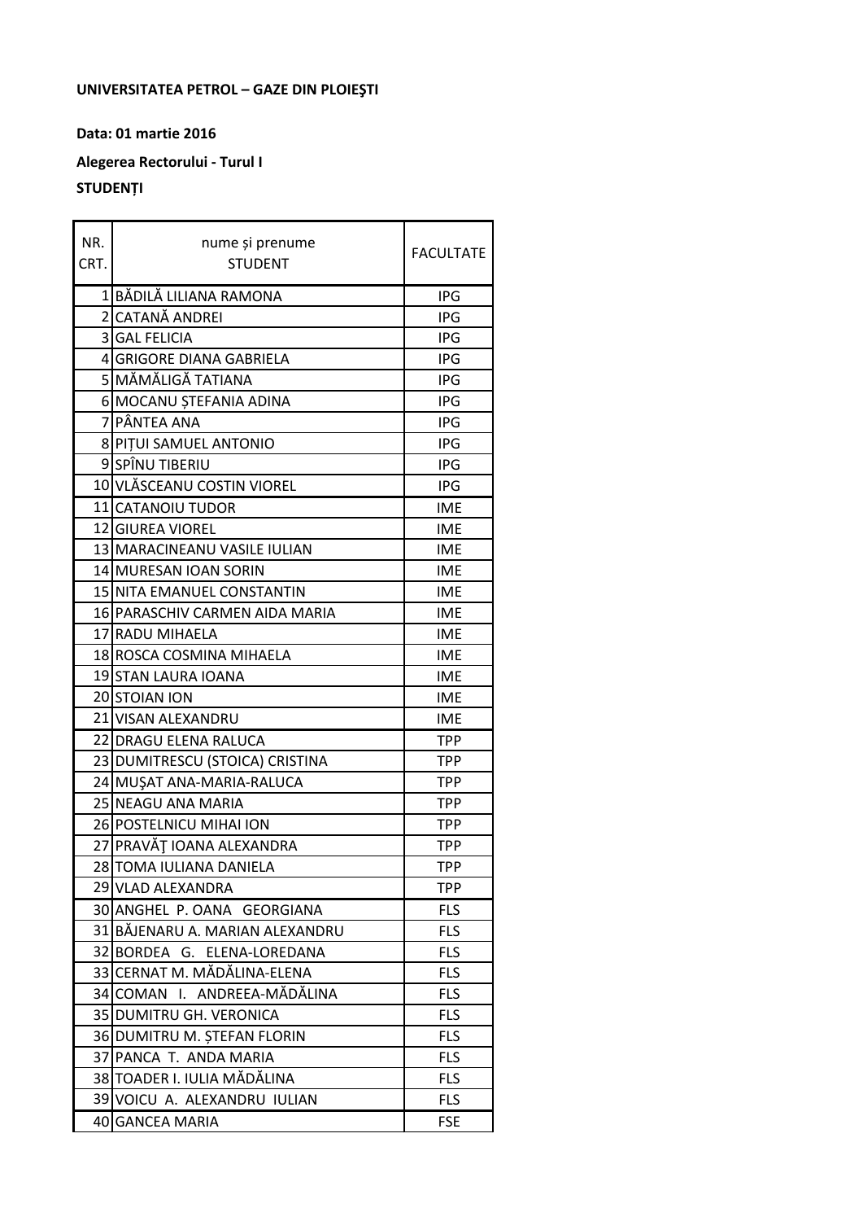**UNIVERSITATEA PETROL – GAZE DIN PLOIEŞTI**

**Data: 01 martie 2016**

**Alegerea Rectorului - Turul I**

**STUDENȚI**

| NR. CRT. | nume și prenume STUDENT | FACULTATE |
|---|---|---|
| 1 | BĂDILĂ LILIANA RAMONA | IPG |
| 2 | CATANĂ ANDREI | IPG |
| 3 | GAL FELICIA | IPG |
| 4 | GRIGORE DIANA GABRIELA | IPG |
| 5 | MĂMĂLIGĂ TATIANA | IPG |
| 6 | MOCANU ȘTEFANIA ADINA | IPG |
| 7 | PÂNTEA ANA | IPG |
| 8 | PIȚUI SAMUEL ANTONIO | IPG |
| 9 | SPÎNU TIBERIU | IPG |
| 10 | VLĂSCEANU COSTIN VIOREL | IPG |
| 11 | CATANOIU TUDOR | IME |
| 12 | GIUREA VIOREL | IME |
| 13 | MARACINEANU VASILE IULIAN | IME |
| 14 | MURESAN IOAN SORIN | IME |
| 15 | NITA EMANUEL CONSTANTIN | IME |
| 16 | PARASCHIV CARMEN AIDA MARIA | IME |
| 17 | RADU MIHAELA | IME |
| 18 | ROSCA COSMINA MIHAELA | IME |
| 19 | STAN LAURA IOANA | IME |
| 20 | STOIAN ION | IME |
| 21 | VISAN ALEXANDRU | IME |
| 22 | DRAGU ELENA RALUCA | TPP |
| 23 | DUMITRESCU (STOICA) CRISTINA | TPP |
| 24 | MUŞAT ANA-MARIA-RALUCA | TPP |
| 25 | NEAGU ANA MARIA | TPP |
| 26 | POSTELNICU MIHAI ION | TPP |
| 27 | PRAVĂŢ IOANA ALEXANDRA | TPP |
| 28 | TOMA IULIANA DANIELA | TPP |
| 29 | VLAD ALEXANDRA | TPP |
| 30 | ANGHEL P. OANA GEORGIANA | FLS |
| 31 | BĂJENARU A. MARIAN ALEXANDRU | FLS |
| 32 | BORDEA G. ELENA-LOREDANA | FLS |
| 33 | CERNAT M. MĂDĂLINA-ELENA | FLS |
| 34 | COMAN I. ANDREEA-MĂDĂLINA | FLS |
| 35 | DUMITRU GH. VERONICA | FLS |
| 36 | DUMITRU M. ȘTEFAN FLORIN | FLS |
| 37 | PANCA T. ANDA MARIA | FLS |
| 38 | TOADER I. IULIA MĂDĂLINA | FLS |
| 39 | VOICU A. ALEXANDRU IULIAN | FLS |
| 40 | GANCEA MARIA | FSE |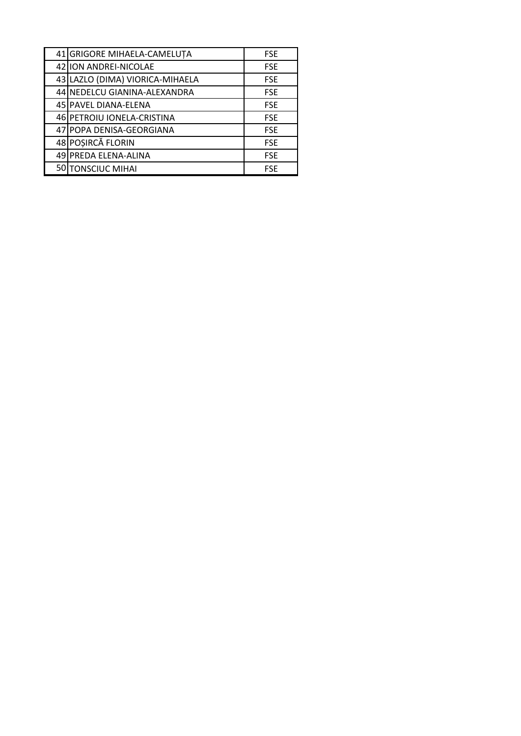| | | |
|---|---|---|
| 41 | GRIGORE MIHAELA-CAMELUȚA | FSE |
| 42 | ION ANDREI-NICOLAE | FSE |
| 43 | LAZLO (DIMA) VIORICA-MIHAELA | FSE |
| 44 | NEDELCU GIANINA-ALEXANDRA | FSE |
| 45 | PAVEL DIANA-ELENA | FSE |
| 46 | PETROIU IONELA-CRISTINA | FSE |
| 47 | POPA DENISA-GEORGIANA | FSE |
| 48 | POȘIRCĂ FLORIN | FSE |
| 49 | PREDA ELENA-ALINA | FSE |
| 50 | TONSCIUC MIHAI | FSE |